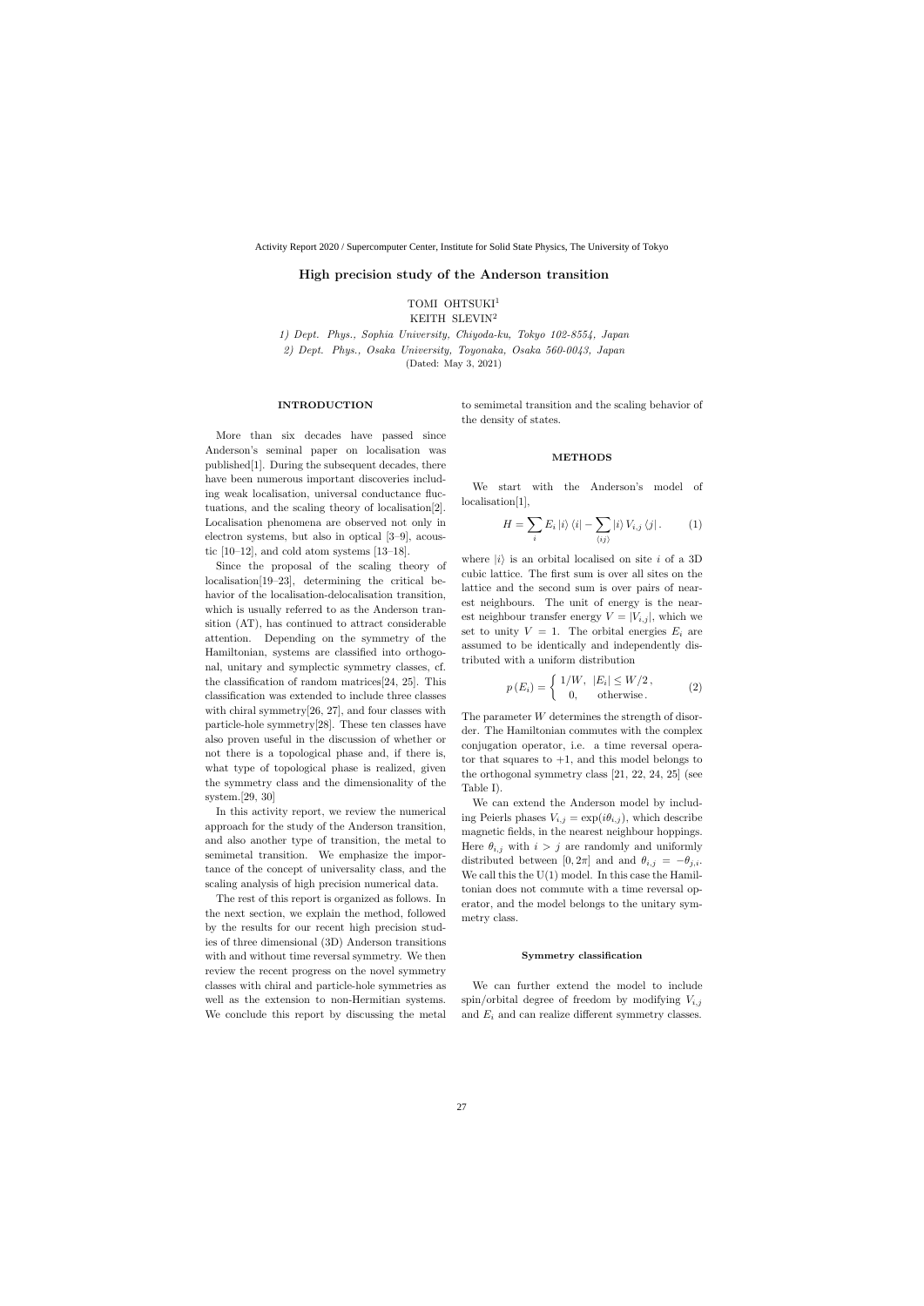# High precision study of the Anderson transition

TOMI OHTSUKI[1]
KEITH SLEVIN[2]

*1) Dept. Phys., Sophia University, Chiyoda-ku, Tokyo 102-8554, Japan*
*2) Dept. Phys., Osaka University, Toyonaka, Osaka 560-0043, Japan*
(Dated: May 3, 2021)

## INTRODUCTION

More than six decades have passed since Anderson's seminal paper on localisation was published[1]. During the subsequent decades, there have been numerous important discoveries including weak localisation, universal conductance fluctuations, and the scaling theory of localisation[2]. Localisation phenomena are observed not only in electron systems, but also in optical [3–9], acoustic [10–12], and cold atom systems [13–18].

Since the proposal of the scaling theory of localisation[19–23], determining the critical behavior of the localisation-delocalisation transition, which is usually referred to as the Anderson transition (AT), has continued to attract considerable attention. Depending on the symmetry of the Hamiltonian, systems are classified into orthogonal, unitary and symplectic symmetry classes, cf. the classification of random matrices[24, 25]. This classification was extended to include three classes with chiral symmetry[26, 27], and four classes with particle-hole symmetry[28]. These ten classes have also proven useful in the discussion of whether or not there is a topological phase and, if there is, what type of topological phase is realized, given the symmetry class and the dimensionality of the system.[29, 30]

In this activity report, we review the numerical approach for the study of the Anderson transition, and also another type of transition, the metal to semimetal transition. We emphasize the importance of the concept of universality class, and the scaling analysis of high precision numerical data.

The rest of this report is organized as follows. In the next section, we explain the method, followed by the results for our recent high precision studies of three dimensional (3D) Anderson transitions with and without time reversal symmetry. We then review the recent progress on the novel symmetry classes with chiral and particle-hole symmetries as well as the extension to non-Hermitian systems. We conclude this report by discussing the metal to semimetal transition and the scaling behavior of the density of states.

## METHODS

We start with the Anderson's model of localisation[1],

$$H = \sum_i E_i \left|i\right\rangle \left\langle i\right| - \sum_{\langle ij \rangle} \left|i\right\rangle V_{i,j} \left\langle j\right| . \tag{1}$$

where $|i\rangle$ is an orbital localised on site $i$ of a 3D cubic lattice. The first sum is over all sites on the lattice and the second sum is over pairs of nearest neighbours. The unit of energy is the nearest neighbour transfer energy $V = |V_{i,j}|$, which we set to unity $V = 1$. The orbital energies $E_i$ are assumed to be identically and independently distributed with a uniform distribution

$$p\left(E_i\right) = \left\{ \begin{array}{ll} 1/W, & |E_i| \leq W/2 \, , \\ 0, & \text{otherwise} \, . \end{array} \right. \tag{2}$$

The parameter $W$ determines the strength of disorder. The Hamiltonian commutes with the complex conjugation operator, i.e. a time reversal operator that squares to $+1$, and this model belongs to the orthogonal symmetry class [21, 22, 24, 25] (see Table I).

We can extend the Anderson model by including Peierls phases $V_{i,j} = \exp(i\theta_{i,j})$, which describe magnetic fields, in the nearest neighbour hoppings. Here $\theta_{i,j}$ with $i > j$ are randomly and uniformly distributed between $[0, 2\pi]$ and and $\theta_{i,j} = -\theta_{j,i}$. We call this the U(1) model. In this case the Hamiltonian does not commute with a time reversal operator, and the model belongs to the unitary symmetry class.

### Symmetry classification

We can further extend the model to include spin/orbital degree of freedom by modifying $V_{i,j}$ and $E_i$ and can realize different symmetry classes.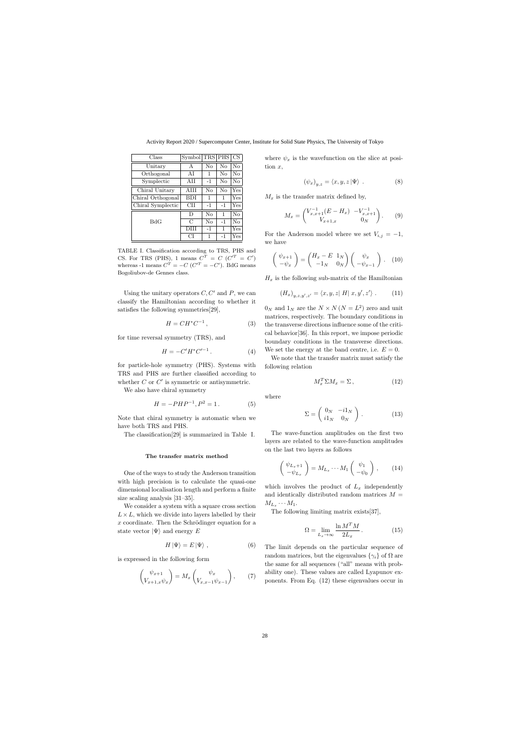| Class | Symbol | TRS | PHS | CS |
|---|---|---|---|---|
| Unitary | A | No | No | No |
| Orthogonal | AI | 1 | No | No |
| Symplectic | AII | -1 | No | No |
| Chiral Unitary | AIII | No | No | Yes |
| Chiral Orthogonal | BDI | 1 | 1 | Yes |
| Chiral Symplectic | CII | -1 | -1 | Yes |
| BdG | D | No | 1 | No |
| | C | No | -1 | No |
| | DIII | -1 | 1 | Yes |
| | CI | 1 | -1 | Yes |

TABLE I. Classification according to TRS, PHS and CS. For TRS (PHS), 1 means $C^T = C$ ($C'^T = C'$) whereas -1 means $C^T = -C$ ($C'^T = -C'$). BdG means Bogoliubov-de Gennes class.

Using the unitary operators $C, C'$ and $P$, we can classify the Hamiltonian according to whether it satisfies the following symmetries[29],

$$H = CH^*C^{-1}, \tag{3}$$

for time reversal symmetry (TRS), and

$$H = -C'H^*C'^{-1}. \tag{4}$$

for particle-hole symmetry (PHS). Systems with TRS and PHS are further classified according to whether $C$ or $C'$ is symmetric or antisymmetric.

We also have chiral symmetry

$$H = -PHP^{-1}, P^2 = 1. \tag{5}$$

Note that chiral symmetry is automatic when we have both TRS and PHS.

The classification[29] is summarized in Table I.

#### The transfer matrix method

One of the ways to study the Anderson transition with high precision is to calculate the quasi-one dimensional localisation length and perform a finite size scaling analysis [31–35].

We consider a system with a square cross section $L \times L$, which we divide into layers labelled by their $x$ coordinate. Then the Schrödinger equation for a state vector $|\Psi\rangle$ and energy $E$

$$H|\Psi\rangle = E|\Psi\rangle, \tag{6}$$

is expressed in the following form

$$\begin{pmatrix} \psi_{x+1} \\ V_{x+1,x}\psi_x \end{pmatrix} = M_x \begin{pmatrix} \psi_x \\ V_{x,x-1}\psi_{x-1} \end{pmatrix}, \tag{7}$$

where $\psi_x$ is the wavefunction on the slice at position $x$,

$$(\psi_x)_{y,z} = \langle x, y, z|\Psi\rangle. \tag{8}$$

$M_x$ is the transfer matrix defined by,

$$M_x = \begin{pmatrix} V_{x,x+1}^{-1}(E - H_x) & -V_{x,x+1}^{-1} \\ V_{x+1,x} & 0_N \end{pmatrix}. \tag{9}$$

For the Anderson model where we set $V_{i,j} = -1$, we have

$$\begin{pmatrix} \psi_{x+1} \\ -\psi_x \end{pmatrix} = \begin{pmatrix} H_x - E & 1_N \\ -1_N & 0_N \end{pmatrix} \begin{pmatrix} \psi_x \\ -\psi_{x-1} \end{pmatrix}. \tag{10}$$

$H_x$ is the following sub-matrix of the Hamiltonian

$$(H_x)_{y,z,y',z'} = \langle x, y, z|\, H\, |x, y', z'\rangle. \tag{11}$$

$0_N$ and $1_N$ are the $N \times N$ ($N = L^2$) zero and unit matrices, respectively. The boundary conditions in the transverse directions influence some of the critical behavior[36]. In this report, we impose periodic boundary conditions in the transverse directions. We set the energy at the band centre, i.e. $E = 0$.

We note that the transfer matrix must satisfy the following relation

$$M_x^T \Sigma M_x = \Sigma, \tag{12}$$

where

$$\Sigma = \begin{pmatrix} 0_N & -i1_N \\ i1_N & 0_N \end{pmatrix}. \tag{13}$$

The wave-function amplitudes on the first two layers are related to the wave-function amplitudes on the last two layers as follows

$$\begin{pmatrix} \psi_{L_x+1} \\ -\psi_{L_x} \end{pmatrix} = M_{L_x} \cdots M_1 \begin{pmatrix} \psi_1 \\ -\psi_0 \end{pmatrix}, \tag{14}$$

which involves the product of $L_x$ independently and identically distributed random matrices $M = M_{L_x} \cdots M_1$.

The following limiting matrix exists[37],

$$\Omega = \lim_{L_x \to \infty} \frac{\ln M^T M}{2L_x}. \tag{15}$$

The limit depends on the particular sequence of random matrices, but the eigenvalues $\{\gamma_i\}$ of $\Omega$ are the same for all sequences ("all" means with probability one). These values are called Lyapunov exponents. From Eq. (12) these eigenvalues occur in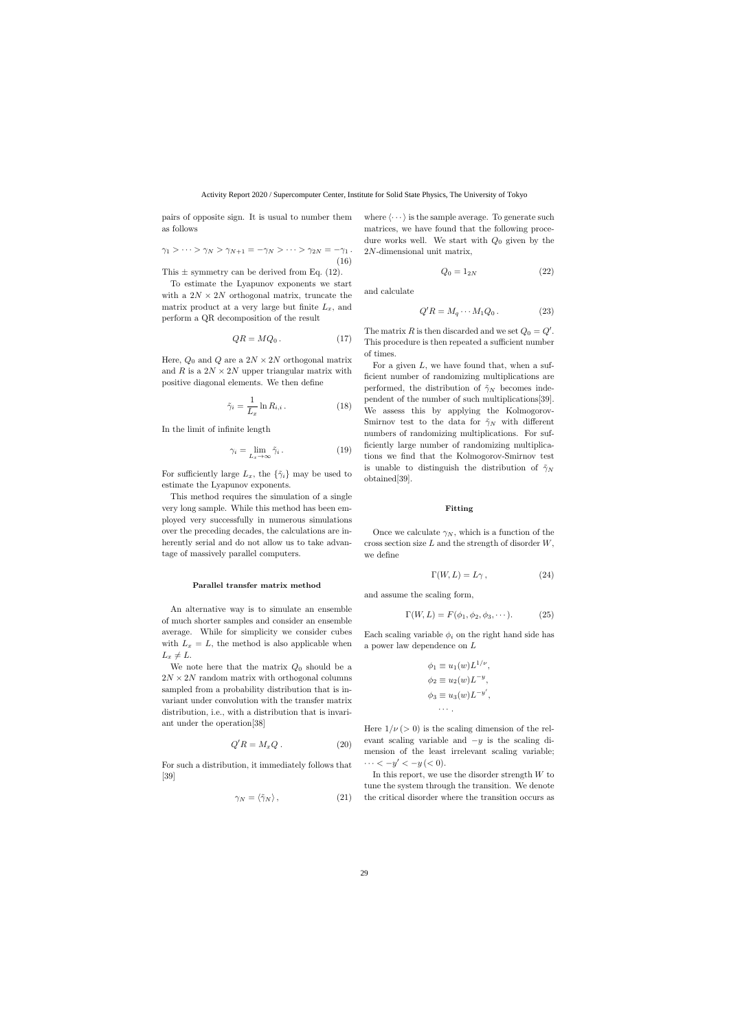pairs of opposite sign. It is usual to number them as follows

$$\gamma_1 > \cdots > \gamma_N > \gamma_{N+1} = -\gamma_N > \cdots > \gamma_{2N} = -\gamma_1 . \tag{16}$$

This $\pm$ symmetry can be derived from Eq. (12).

To estimate the Lyapunov exponents we start with a $2N \times 2N$ orthogonal matrix, truncate the matrix product at a very large but finite $L_x$, and perform a QR decomposition of the result

$$QR = MQ_0 . \tag{17}$$

Here, $Q_0$ and $Q$ are a $2N \times 2N$ orthogonal matrix and $R$ is a $2N \times 2N$ upper triangular matrix with positive diagonal elements. We then define

$$\tilde{\gamma}_i = \frac{1}{L_x} \ln R_{i,i} . \tag{18}$$

In the limit of infinite length

$$\gamma_i = \lim_{L_x \to \infty} \tilde{\gamma}_i . \tag{19}$$

For sufficiently large $L_x$, the $\{\tilde{\gamma}_i\}$ may be used to estimate the Lyapunov exponents.

This method requires the simulation of a single very long sample. While this method has been employed very successfully in numerous simulations over the preceding decades, the calculations are inherently serial and do not allow us to take advantage of massively parallel computers.

#### Parallel transfer matrix method

An alternative way is to simulate an ensemble of much shorter samples and consider an ensemble average. While for simplicity we consider cubes with $L_x = L$, the method is also applicable when $L_x \neq L$.

We note here that the matrix $Q_0$ should be a $2N \times 2N$ random matrix with orthogonal columns sampled from a probability distribution that is invariant under convolution with the transfer matrix distribution, i.e., with a distribution that is invariant under the operation[38]

$$Q'R = M_x Q . \tag{20}$$

For such a distribution, it immediately follows that [39]

$$\gamma_N = \langle \tilde{\gamma}_N \rangle , \tag{21}$$

where $\langle \cdots \rangle$ is the sample average. To generate such matrices, we have found that the following procedure works well. We start with $Q_0$ given by the $2N$-dimensional unit matrix,

$$Q_0 = 1_{2N} \tag{22}$$

and calculate

$$Q'R = M_q \cdots M_1 Q_0 . \tag{23}$$

The matrix $R$ is then discarded and we set $Q_0 = Q'$. This procedure is then repeated a sufficient number of times.

For a given $L$, we have found that, when a sufficient number of randomizing multiplications are performed, the distribution of $\tilde{\gamma}_N$ becomes independent of the number of such multiplications[39]. We assess this by applying the Kolmogorov-Smirnov test to the data for $\tilde{\gamma}_N$ with different numbers of randomizing multiplications. For sufficiently large number of randomizing multiplications we find that the Kolmogorov-Smirnov test is unable to distinguish the distribution of $\tilde{\gamma}_N$ obtained[39].

#### Fitting

Once we calculate $\gamma_N$, which is a function of the cross section size $L$ and the strength of disorder $W$, we define

$$\Gamma(W, L) = L\gamma , \tag{24}$$

and assume the scaling form,

$$\Gamma(W, L) = F(\phi_1, \phi_2, \phi_3, \cdots). \tag{25}$$

Each scaling variable $\phi_i$ on the right hand side has a power law dependence on $L$

$$\begin{aligned} \phi_1 &\equiv u_1(w) L^{1/\nu}, \\ \phi_2 &\equiv u_2(w) L^{-y}, \\ \phi_3 &\equiv u_3(w) L^{-y'}, \\ &\cdots . \end{aligned}$$

Here $1/\nu \, (> 0)$ is the scaling dimension of the relevant scaling variable and $-y$ is the scaling dimension of the least irrelevant scaling variable; $\cdots < -y' < -y \, (< 0)$.

In this report, we use the disorder strength $W$ to tune the system through the transition. We denote the critical disorder where the transition occurs as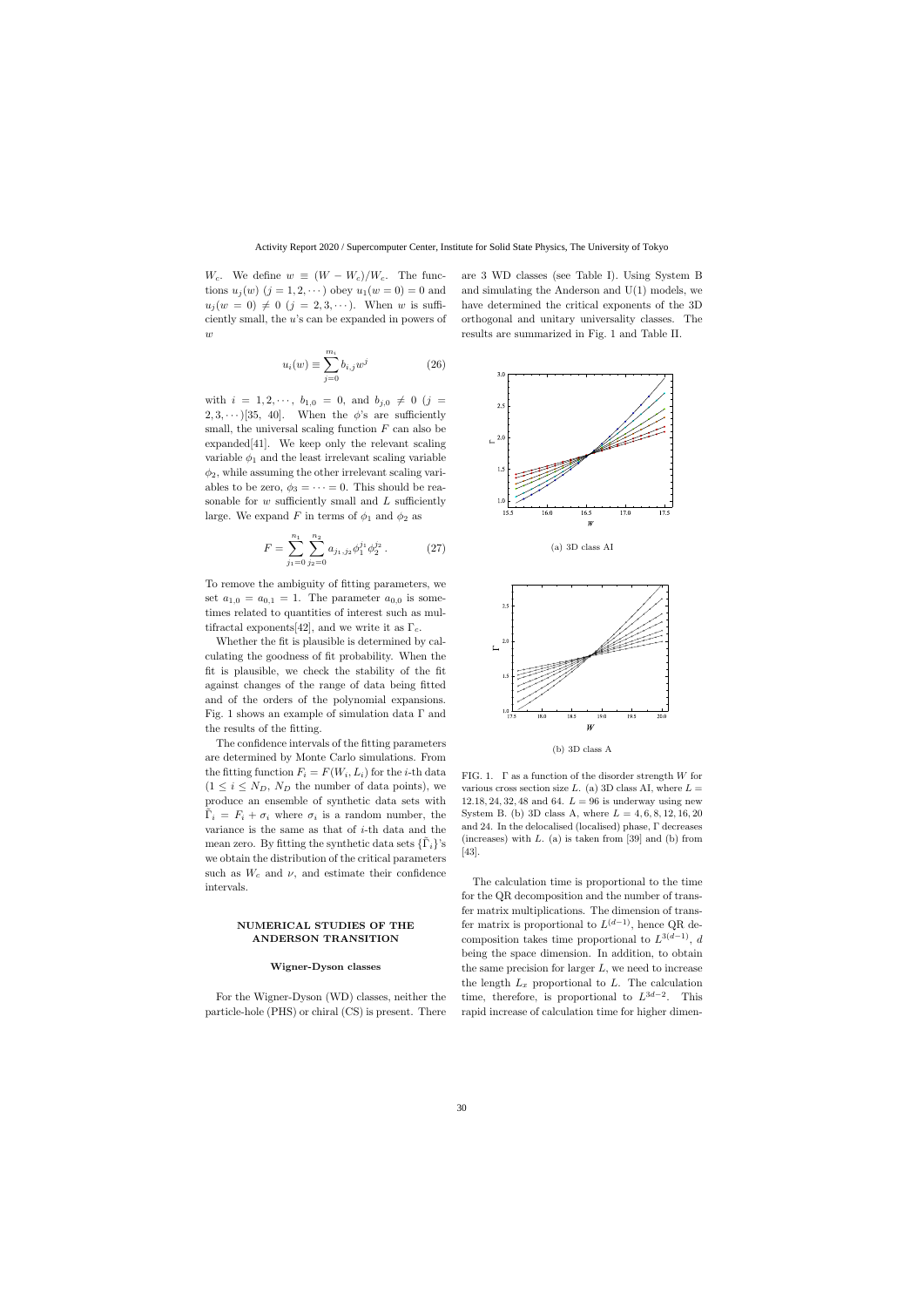$W_c$. We define $w \equiv (W - W_c)/W_c$. The functions $u_j(w)$ $(j = 1, 2, \cdots)$ obey $u_1(w = 0) = 0$ and $u_j(w = 0) \neq 0$ $(j = 2, 3, \cdots)$. When $w$ is sufficiently small, the $u$'s can be expanded in powers of $w$

$$u_i(w) \equiv \sum_{j=0}^{m_i} b_{i,j} w^j \tag{26}$$

with $i = 1, 2, \cdots$, $b_{1,0} = 0$, and $b_{j,0} \neq 0$ $(j = 2, 3, \cdots)$[35, 40]. When the $\phi$'s are sufficiently small, the universal scaling function $F$ can also be expanded[41]. We keep only the relevant scaling variable $\phi_1$ and the least irrelevant scaling variable $\phi_2$, while assuming the other irrelevant scaling variables to be zero, $\phi_3 = \cdots = 0$. This should be reasonable for $w$ sufficiently small and $L$ sufficiently large. We expand $F$ in terms of $\phi_1$ and $\phi_2$ as

$$F = \sum_{j_1=0}^{n_1} \sum_{j_2=0}^{n_2} a_{j_1,j_2} \phi_1^{j_1} \phi_2^{j_2} \,. \tag{27}$$

To remove the ambiguity of fitting parameters, we set $a_{1,0} = a_{0,1} = 1$. The parameter $a_{0,0}$ is sometimes related to quantities of interest such as multifractal exponents[42], and we write it as $\Gamma_c$.

Whether the fit is plausible is determined by calculating the goodness of fit probability. When the fit is plausible, we check the stability of the fit against changes of the range of data being fitted and of the orders of the polynomial expansions. Fig. 1 shows an example of simulation data $\Gamma$ and the results of the fitting.

The confidence intervals of the fitting parameters are determined by Monte Carlo simulations. From the fitting function $F_i = F(W_i, L_i)$ for the $i$-th data $(1 \leq i \leq N_D$, $N_D$ the number of data points), we produce an ensemble of synthetic data sets with $\tilde{\Gamma}_i = F_i + \sigma_i$ where $\sigma_i$ is a random number, the variance is the same as that of $i$-th data and the mean zero. By fitting the synthetic data sets $\{\tilde{\Gamma}_i\}$'s we obtain the distribution of the critical parameters such as $W_c$ and $\nu$, and estimate their confidence intervals.

## NUMERICAL STUDIES OF THE ANDERSON TRANSITION

### Wigner-Dyson classes

For the Wigner-Dyson (WD) classes, neither the particle-hole (PHS) or chiral (CS) is present. There are 3 WD classes (see Table I). Using System B and simulating the Anderson and U(1) models, we have determined the critical exponents of the 3D orthogonal and unitary universality classes. The results are summarized in Fig. 1 and Table II.

(a) 3D class AI

(b) 3D class A

FIG. 1. $\Gamma$ as a function of the disorder strength $W$ for various cross section size $L$. (a) 3D class AI, where $L = 12.18, 24, 32, 48$ and 64. $L = 96$ is underway using new System B. (b) 3D class A, where $L = 4, 6, 8, 12, 16, 20$ and 24. In the delocalised (localised) phase, $\Gamma$ decreases (increases) with $L$. (a) is taken from [39] and (b) from [43].

The calculation time is proportional to the time for the QR decomposition and the number of transfer matrix multiplications. The dimension of transfer matrix is proportional to $L^{(d-1)}$, hence QR decomposition takes time proportional to $L^{3(d-1)}$, $d$ being the space dimension. In addition, to obtain the same precision for larger $L$, we need to increase the length $L_x$ proportional to $L$. The calculation time, therefore, is proportional to $L^{3d-2}$. This rapid increase of calculation time for higher dimen-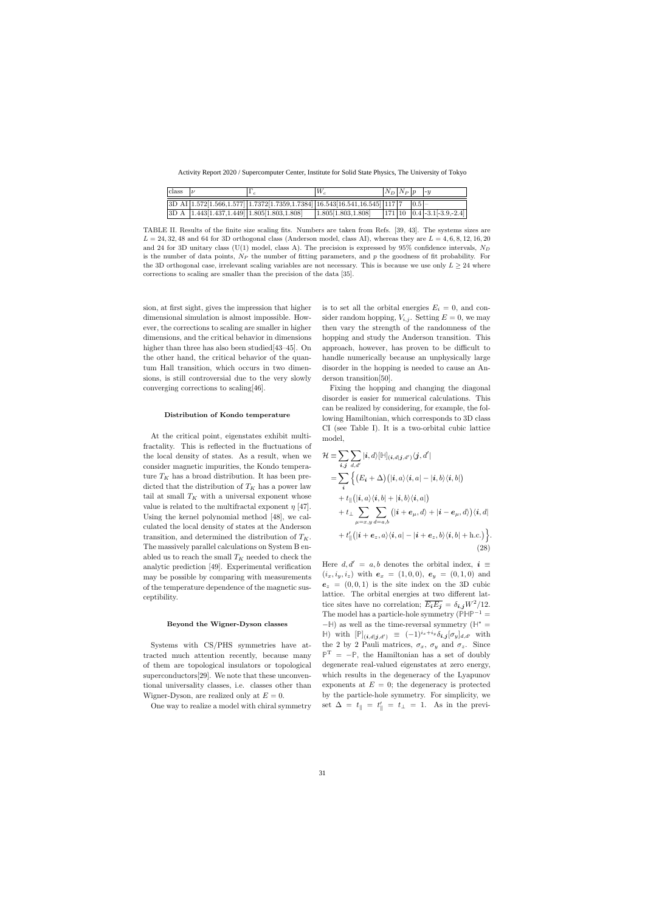| class | $\nu$ | $\Gamma_c$ | $W_c$ | $N_D$ | $N_P$ | $p$ | $-y$ |
|---|---|---|---|---|---|---|---|
| 3D AI | 1.572[1.566,1.577] | 1.7372[1.7359,1.7384] | 16.543[16.541,16.545] | 117 | 7 | 0.5 | – |
| 3D A | 1.443[1.437,1.449] | 1.805[1.803,1.808] | 1.805[1.803,1.808] | 171 | 10 | 0.4 | -3.1[-3.9,-2.4] |

TABLE II. Results of the finite size scaling fits. Numbers are taken from Refs. [39, 43]. The systems sizes are $L = 24, 32, 48$ and 64 for 3D orthogonal class (Anderson model, class AI), whereas they are $L = 4, 6, 8, 12, 16, 20$ and 24 for 3D unitary class (U(1) model, class A). The precision is expressed by 95% confidence intervals, $N_D$ is the number of data points, $N_P$ the number of fitting parameters, and $p$ the goodness of fit probability. For the 3D orthogonal case, irrelevant scaling variables are not necessary. This is because we use only $L \geq 24$ where corrections to scaling are smaller than the precision of the data [35].

sion, at first sight, gives the impression that higher dimensional simulation is almost impossible. However, the corrections to scaling are smaller in higher dimensions, and the critical behavior in dimensions higher than three has also been studied[43–45]. On the other hand, the critical behavior of the quantum Hall transition, which occurs in two dimensions, is still controversial due to the very slowly converging corrections to scaling[46].

### Distribution of Kondo temperature

At the critical point, eigenstates exhibit multifractality. This is reflected in the fluctuations of the local density of states. As a result, when we consider magnetic impurities, the Kondo temperature $T_K$ has a broad distribution. It has been predicted that the distribution of $T_K$ has a power law tail at small $T_K$ with a universal exponent whose value is related to the multifractal exponent $\eta$ [47]. Using the kernel polynomial method [48], we calculated the local density of states at the Anderson transition, and determined the distribution of $T_K$. The massively parallel calculations on System B enabled us to reach the small $T_K$ needed to check the analytic prediction [49]. Experimental verification may be possible by comparing with measurements of the temperature dependence of the magnetic susceptibility.

### Beyond the Wigner-Dyson classes

Systems with CS/PHS symmetries have attracted much attention recently, because many of them are topological insulators or topological superconductors[29]. We note that these unconventional universality classes, i.e. classes other than Wigner-Dyson, are realized only at $E = 0$.

One way to realize a model with chiral symmetry is to set all the orbital energies $E_i = 0$, and consider random hopping, $V_{i,j}$. Setting $E = 0$, we may then vary the strength of the randomness of the hopping and study the Anderson transition. This approach, however, has proven to be difficult to handle numerically because an unphysically large disorder in the hopping is needed to cause an Anderson transition[50].

Fixing the hopping and changing the diagonal disorder is easier for numerical calculations. This can be realized by considering, for example, the following Hamiltonian, which corresponds to 3D class CI (see Table I). It is a two-orbital cubic lattice model,

$$
\begin{aligned}
\mathcal{H} \equiv& \sum_{\boldsymbol{i},\boldsymbol{j}} \sum_{d,d'} |\boldsymbol{i}, d\rangle [\mathbb{H}]_{(\boldsymbol{i},d|\boldsymbol{j},d')} \langle \boldsymbol{j}, d'| \\
=& \sum_{\boldsymbol{i}} \Big\{ \big(E_{\boldsymbol{i}} + \Delta\big)\big(|\boldsymbol{i}, a\rangle\langle \boldsymbol{i}, a| - |\boldsymbol{i}, b\rangle\langle \boldsymbol{i}, b|\big) \\
&+ t_{\parallel}\big(|\boldsymbol{i}, a\rangle\langle \boldsymbol{i}, b| + |\boldsymbol{i}, b\rangle\langle \boldsymbol{i}, a|\big) \\
&+ t_{\perp} \sum_{\mu=x,y} \sum_{d=a,b} \big(|\boldsymbol{i}+\boldsymbol{e}_{\mu}, d\rangle + |\boldsymbol{i}-\boldsymbol{e}_{\mu}, d\rangle\big)\langle \boldsymbol{i}, d| \\
&+ t'_{\parallel}\big(|\boldsymbol{i}+\boldsymbol{e}_z, a\rangle\langle \boldsymbol{i}, a| - |\boldsymbol{i}+\boldsymbol{e}_z, b\rangle\langle \boldsymbol{i}, b| + \text{h.c.}\big)\Big\}.
\end{aligned}
\tag{28}
$$

Here $d, d' = a, b$ denotes the orbital index, $\boldsymbol{i} \equiv (i_x, i_y, i_z)$ with $\boldsymbol{e}_x = (1, 0, 0)$, $\boldsymbol{e}_y = (0, 1, 0)$ and $\boldsymbol{e}_z = (0, 0, 1)$ is the site index on the 3D cubic lattice. The orbital energies at two different lattice sites have no correlation; $\overline{E_{\boldsymbol{i}} E_{\boldsymbol{j}}} = \delta_{\boldsymbol{i},\boldsymbol{j}} W^2/12$. The model has a particle-hole symmetry ($\mathbb{P}\mathbb{H}\mathbb{P}^{-1} = -\mathbb{H}$) as well as the time-reversal symmetry ($\mathbb{H}^* = \mathbb{H}$) with $[\mathbb{P}]_{(\boldsymbol{i},d|\boldsymbol{j},d')} \equiv (-1)^{i_x+i_y}\delta_{\boldsymbol{i},\boldsymbol{j}}[\sigma_y]_{d,d'}$ with the 2 by 2 Pauli matrices, $\sigma_x$, $\sigma_y$ and $\sigma_z$. Since $\mathbb{P}^{\mathrm{T}} = -\mathbb{P}$, the Hamiltonian has a set of doubly degenerate real-valued eigenstates at zero energy, which results in the degeneracy of the Lyapunov exponents at $E = 0$; the degeneracy is protected by the particle-hole symmetry. For simplicity, we set $\Delta = t_{\parallel} = t'_{\parallel} = t_{\perp} = 1$. As in the previ-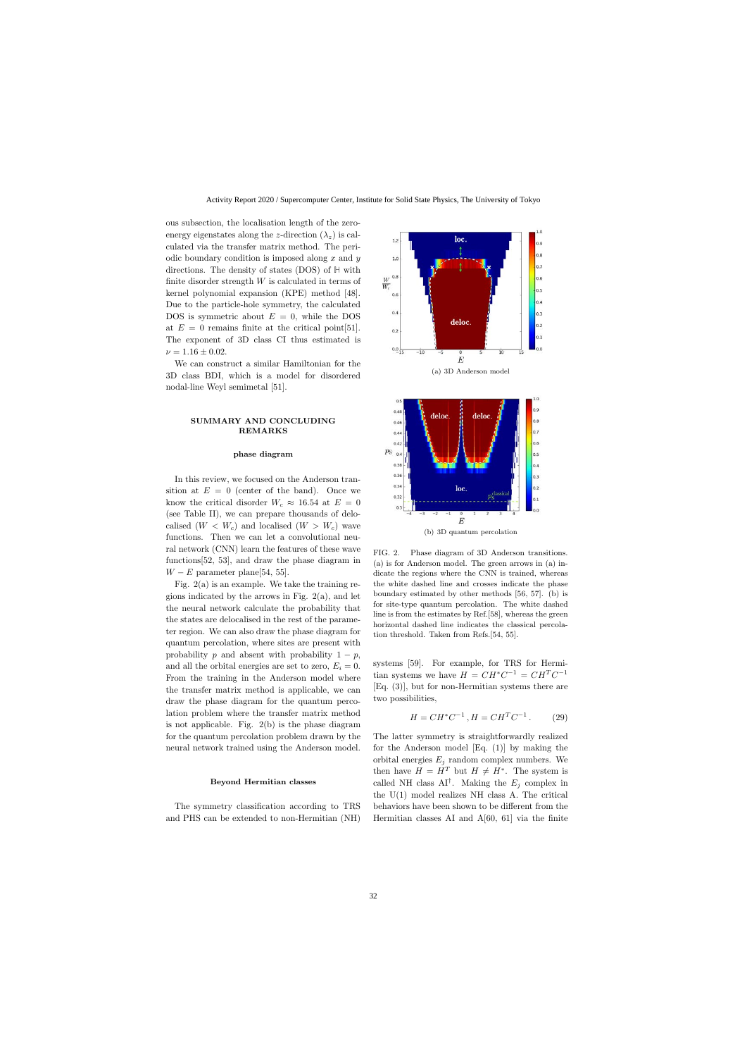ous subsection, the localisation length of the zero-energy eigenstates along the $z$-direction ($\lambda_z$) is calculated via the transfer matrix method. The periodic boundary condition is imposed along $x$ and $y$ directions. The density of states (DOS) of $\mathbb{H}$ with finite disorder strength $W$ is calculated in terms of kernel polynomial expansion (KPE) method [48]. Due to the particle-hole symmetry, the calculated DOS is symmetric about $E = 0$, while the DOS at $E = 0$ remains finite at the critical point[51]. The exponent of 3D class CI thus estimated is $\nu = 1.16 \pm 0.02$.

We can construct a similar Hamiltonian for the 3D class BDI, which is a model for disordered nodal-line Weyl semimetal [51].

## SUMMARY AND CONCLUDING REMARKS

### phase diagram

In this review, we focused on the Anderson transition at $E = 0$ (center of the band). Once we know the critical disorder $W_c \approx 16.54$ at $E = 0$ (see Table II), we can prepare thousands of delocalised ($W < W_c$) and localised ($W > W_c$) wave functions. Then we can let a convolutional neural network (CNN) learn the features of these wave functions[52, 53], and draw the phase diagram in $W - E$ parameter plane[54, 55].

Fig. 2(a) is an example. We take the training regions indicated by the arrows in Fig. 2(a), and let the neural network calculate the probability that the states are delocalised in the rest of the parameter region. We can also draw the phase diagram for quantum percolation, where sites are present with probability $1 - p$, and absent with probability $p$, and all the orbital energies are set to zero, $E_i = 0$. From the training in the Anderson model where the transfer matrix method is applicable, we can draw the phase diagram for the quantum percolation problem where the transfer matrix method is not applicable. Fig. 2(b) is the phase diagram for the quantum percolation problem drawn by the neural network trained using the Anderson model.

(a) 3D Anderson model

(b) 3D quantum percolation

FIG. 2. Phase diagram of 3D Anderson transitions. (a) is for Anderson model. The green arrows in (a) indicate the regions where the CNN is trained, whereas the white dashed line and crosses indicate the phase boundary estimated by other methods [56, 57]. (b) is for site-type quantum percolation. The white dashed line is from the estimates by Ref.[58], whereas the green horizontal dashed line indicates the classical percolation threshold. Taken from Refs.[54, 55].

### Beyond Hermitian classes

The symmetry classification according to TRS and PHS can be extended to non-Hermitian (NH) systems [59]. For example, for TRS for Hermitian systems we have $H = CH^*C^{-1} = CH^TC^{-1}$ [Eq. (3)], but for non-Hermitian systems there are two possibilities,

$$H = CH^*C^{-1}\,, H = CH^TC^{-1}\,. \tag{29}$$

The latter symmetry is straightforwardly realized for the Anderson model [Eq. (1)] by making the orbital energies $E_j$ random complex numbers. We then have $H = H^T$ but $H \neq H^*$. The system is called NH class AI$^\dagger$. Making the $E_j$ complex in the U(1) model realizes NH class A. The critical behaviors have been shown to be different from the Hermitian classes AI and A[60, 61] via the finite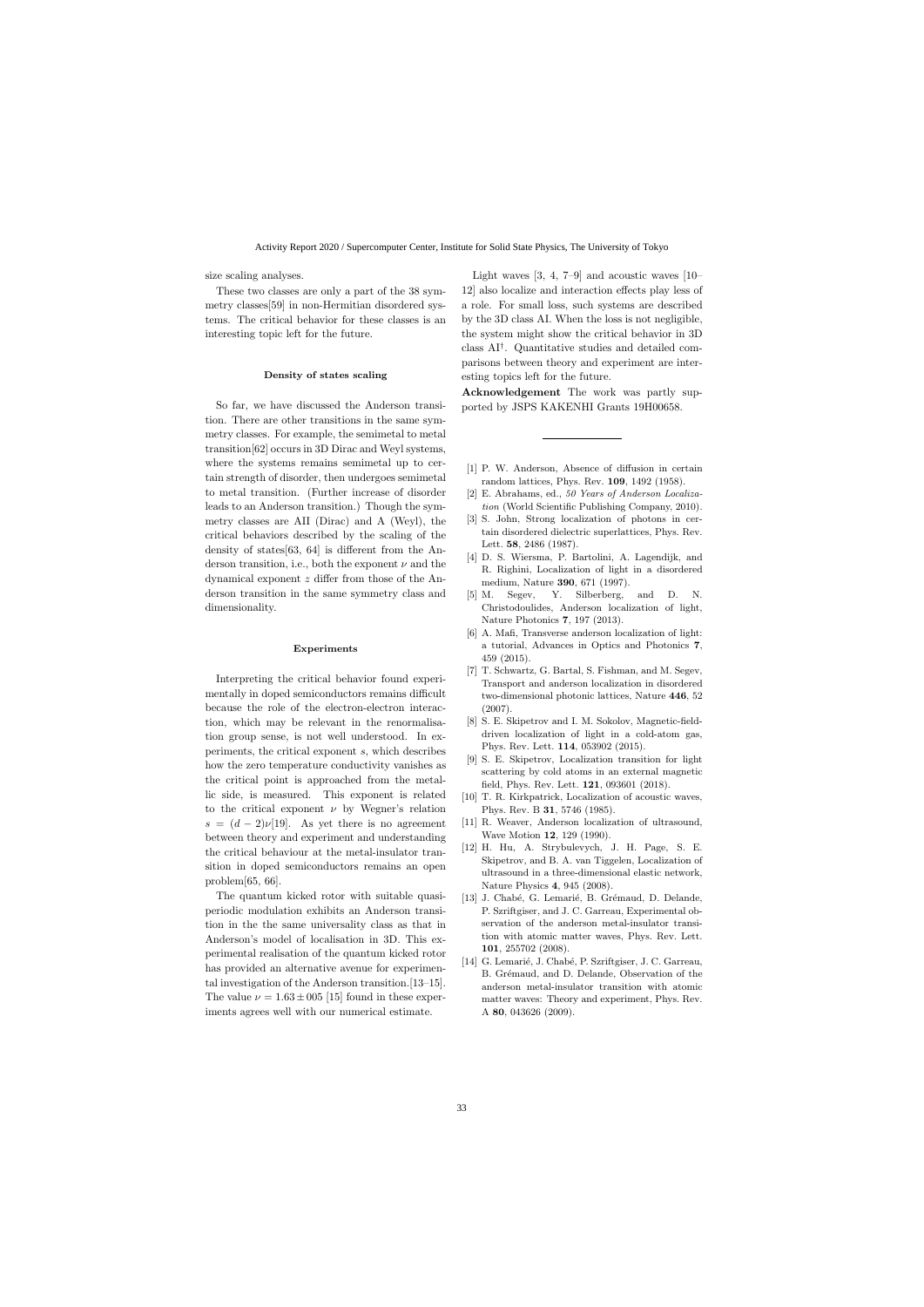size scaling analyses.

These two classes are only a part of the 38 symmetry classes[59] in non-Hermitian disordered systems. The critical behavior for these classes is an interesting topic left for the future.

### Density of states scaling

So far, we have discussed the Anderson transition. There are other transitions in the same symmetry classes. For example, the semimetal to metal transition[62] occurs in 3D Dirac and Weyl systems, where the systems remains semimetal up to certain strength of disorder, then undergoes semimetal to metal transition. (Further increase of disorder leads to an Anderson transition.) Though the symmetry classes are AII (Dirac) and A (Weyl), the critical behaviors described by the scaling of the density of states[63, 64] is different from the Anderson transition, i.e., both the exponent $\nu$ and the dynamical exponent $z$ differ from those of the Anderson transition in the same symmetry class and dimensionality.

### Experiments

Interpreting the critical behavior found experimentally in doped semiconductors remains difficult because the role of the electron-electron interaction, which may be relevant in the renormalisation group sense, is not well understood. In experiments, the critical exponent $s$, which describes how the zero temperature conductivity vanishes as the critical point is approached from the metallic side, is measured. This exponent is related to the critical exponent $\nu$ by Wegner's relation $s = (d-2)\nu$[19]. As yet there is no agreement between theory and experiment and understanding the critical behaviour at the metal-insulator transition in doped semiconductors remains an open problem[65, 66].

The quantum kicked rotor with suitable quasiperiodic modulation exhibits an Anderson transition in the the same universality class as that in Anderson's model of localisation in 3D. This experimental realisation of the quantum kicked rotor has provided an alternative avenue for experimental investigation of the Anderson transition.[13–15]. The value $\nu = 1.63 \pm 005$ [15] found in these experiments agrees well with our numerical estimate.

Light waves [3, 4, 7–9] and acoustic waves [10–12] also localize and interaction effects play less of a role. For small loss, such systems are described by the 3D class AI. When the loss is not negligible, the system might show the critical behavior in 3D class AI$^{\dagger}$. Quantitative studies and detailed comparisons between theory and experiment are interesting topics left for the future.

**Acknowledgement** The work was partly supported by JSPS KAKENHI Grants 19H00658.

---

[1] P. W. Anderson, Absence of diffusion in certain random lattices, Phys. Rev. **109**, 1492 (1958).

[2] E. Abrahams, ed., *50 Years of Anderson Localization* (World Scientific Publishing Company, 2010).

[3] S. John, Strong localization of photons in certain disordered dielectric superlattices, Phys. Rev. Lett. **58**, 2486 (1987).

[4] D. S. Wiersma, P. Bartolini, A. Lagendijk, and R. Righini, Localization of light in a disordered medium, Nature **390**, 671 (1997).

[5] M. Segev, Y. Silberberg, and D. N. Christodoulides, Anderson localization of light, Nature Photonics **7**, 197 (2013).

[6] A. Mafi, Transverse anderson localization of light: a tutorial, Advances in Optics and Photonics **7**, 459 (2015).

[7] T. Schwartz, G. Bartal, S. Fishman, and M. Segev, Transport and anderson localization in disordered two-dimensional photonic lattices, Nature **446**, 52 (2007).

[8] S. E. Skipetrov and I. M. Sokolov, Magnetic-field-driven localization of light in a cold-atom gas, Phys. Rev. Lett. **114**, 053902 (2015).

[9] S. E. Skipetrov, Localization transition for light scattering by cold atoms in an external magnetic field, Phys. Rev. Lett. **121**, 093601 (2018).

[10] T. R. Kirkpatrick, Localization of acoustic waves, Phys. Rev. B **31**, 5746 (1985).

[11] R. Weaver, Anderson localization of ultrasound, Wave Motion **12**, 129 (1990).

[12] H. Hu, A. Strybulevych, J. H. Page, S. E. Skipetrov, and B. A. van Tiggelen, Localization of ultrasound in a three-dimensional elastic network, Nature Physics **4**, 945 (2008).

[13] J. Chabé, G. Lemarié, B. Grémaud, D. Delande, P. Szriftgiser, and J. C. Garreau, Experimental observation of the anderson metal-insulator transition with atomic matter waves, Phys. Rev. Lett. **101**, 255702 (2008).

[14] G. Lemarié, J. Chabé, P. Szriftgiser, J. C. Garreau, B. Grémaud, and D. Delande, Observation of the anderson metal-insulator transition with atomic matter waves: Theory and experiment, Phys. Rev. A **80**, 043626 (2009).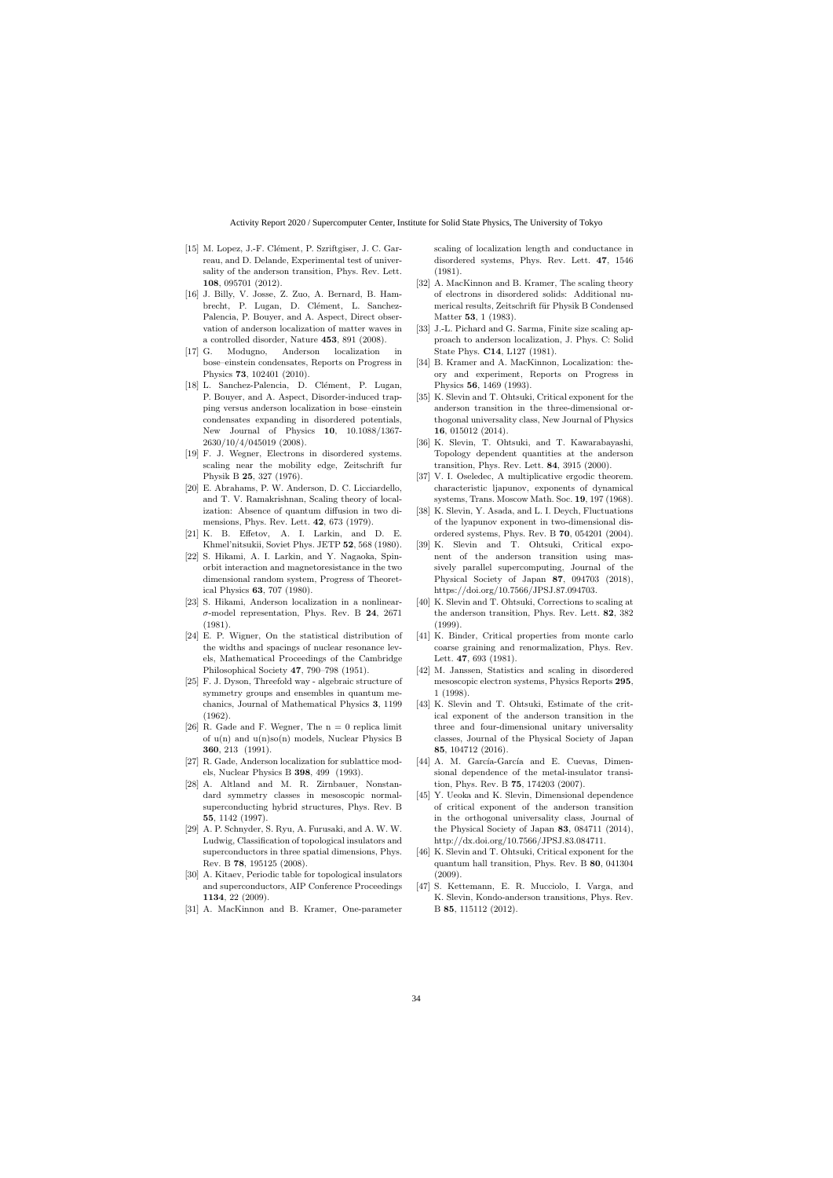[15] M. Lopez, J.-F. Clément, P. Szriftgiser, J. C. Garreau, and D. Delande, Experimental test of universality of the anderson transition, Phys. Rev. Lett. **108**, 095701 (2012).

[16] J. Billy, V. Josse, Z. Zuo, A. Bernard, B. Hambrecht, P. Lugan, D. Clément, L. Sanchez-Palencia, P. Bouyer, and A. Aspect, Direct observation of anderson localization of matter waves in a controlled disorder, Nature **453**, 891 (2008).

[17] G. Modugno, Anderson localization in bose–einstein condensates, Reports on Progress in Physics **73**, 102401 (2010).

[18] L. Sanchez-Palencia, D. Clément, P. Lugan, P. Bouyer, and A. Aspect, Disorder-induced trapping versus anderson localization in bose–einstein condensates expanding in disordered potentials, New Journal of Physics **10**, 10.1088/1367-2630/10/4/045019 (2008).

[19] F. J. Wegner, Electrons in disordered systems. scaling near the mobility edge, Zeitschrift fur Physik B **25**, 327 (1976).

[20] E. Abrahams, P. W. Anderson, D. C. Licciardello, and T. V. Ramakrishnan, Scaling theory of localization: Absence of quantum diffusion in two dimensions, Phys. Rev. Lett. **42**, 673 (1979).

[21] K. B. Effetov, A. I. Larkin, and D. E. Khmel'nitsukii, Soviet Phys. JETP **52**, 568 (1980).

[22] S. Hikami, A. I. Larkin, and Y. Nagaoka, Spin-orbit interaction and magnetoresistance in the two dimensional random system, Progress of Theoretical Physics **63**, 707 (1980).

[23] S. Hikami, Anderson localization in a nonlinear-$\sigma$-model representation, Phys. Rev. B **24**, 2671 (1981).

[24] E. P. Wigner, On the statistical distribution of the widths and spacings of nuclear resonance levels, Mathematical Proceedings of the Cambridge Philosophical Society **47**, 790–798 (1951).

[25] F. J. Dyson, Threefold way - algebraic structure of symmetry groups and ensembles in quantum mechanics, Journal of Mathematical Physics **3**, 1199 (1962).

[26] R. Gade and F. Wegner, The n = 0 replica limit of u(n) and u(n)so(n) models, Nuclear Physics B **360**, 213 (1991).

[27] R. Gade, Anderson localization for sublattice models, Nuclear Physics B **398**, 499 (1993).

[28] A. Altland and M. R. Zirnbauer, Nonstandard symmetry classes in mesoscopic normal-superconducting hybrid structures, Phys. Rev. B **55**, 1142 (1997).

[29] A. P. Schnyder, S. Ryu, A. Furusaki, and A. W. W. Ludwig, Classification of topological insulators and superconductors in three spatial dimensions, Phys. Rev. B **78**, 195125 (2008).

[30] A. Kitaev, Periodic table for topological insulators and superconductors, AIP Conference Proceedings **1134**, 22 (2009).

[31] A. MacKinnon and B. Kramer, One-parameter scaling of localization length and conductance in disordered systems, Phys. Rev. Lett. **47**, 1546 (1981).

[32] A. MacKinnon and B. Kramer, The scaling theory of electrons in disordered solids: Additional numerical results, Zeitschrift für Physik B Condensed Matter **53**, 1 (1983).

[33] J.-L. Pichard and G. Sarma, Finite size scaling approach to anderson localization, J. Phys. C: Solid State Phys. **C14**, L127 (1981).

[34] B. Kramer and A. MacKinnon, Localization: theory and experiment, Reports on Progress in Physics **56**, 1469 (1993).

[35] K. Slevin and T. Ohtsuki, Critical exponent for the anderson transition in the three-dimensional orthogonal universality class, New Journal of Physics **16**, 015012 (2014).

[36] K. Slevin, T. Ohtsuki, and T. Kawarabayashi, Topology dependent quantities at the anderson transition, Phys. Rev. Lett. **84**, 3915 (2000).

[37] V. I. Oseledec, A multiplicative ergodic theorem. characteristic ljapunov, exponents of dynamical systems, Trans. Moscow Math. Soc. **19**, 197 (1968).

[38] K. Slevin, Y. Asada, and L. I. Deych, Fluctuations of the lyapunov exponent in two-dimensional disordered systems, Phys. Rev. B **70**, 054201 (2004).

[39] K. Slevin and T. Ohtsuki, Critical exponent of the anderson transition using massively parallel supercomputing, Journal of the Physical Society of Japan **87**, 094703 (2018), https://doi.org/10.7566/JPSJ.87.094703.

[40] K. Slevin and T. Ohtsuki, Corrections to scaling at the anderson transition, Phys. Rev. Lett. **82**, 382 (1999).

[41] K. Binder, Critical properties from monte carlo coarse graining and renormalization, Phys. Rev. Lett. **47**, 693 (1981).

[42] M. Janssen, Statistics and scaling in disordered mesoscopic electron systems, Physics Reports **295**, 1 (1998).

[43] K. Slevin and T. Ohtsuki, Estimate of the critical exponent of the anderson transition in the three and four-dimensional unitary universality classes, Journal of the Physical Society of Japan **85**, 104712 (2016).

[44] A. M. García-García and E. Cuevas, Dimensional dependence of the metal-insulator transition, Phys. Rev. B **75**, 174203 (2007).

[45] Y. Ueoka and K. Slevin, Dimensional dependence of critical exponent of the anderson transition in the orthogonal universality class, Journal of the Physical Society of Japan **83**, 084711 (2014), http://dx.doi.org/10.7566/JPSJ.83.084711.

[46] K. Slevin and T. Ohtsuki, Critical exponent for the quantum hall transition, Phys. Rev. B **80**, 041304 (2009).

[47] S. Kettemann, E. R. Mucciolo, I. Varga, and K. Slevin, Kondo-anderson transitions, Phys. Rev. B **85**, 115112 (2012).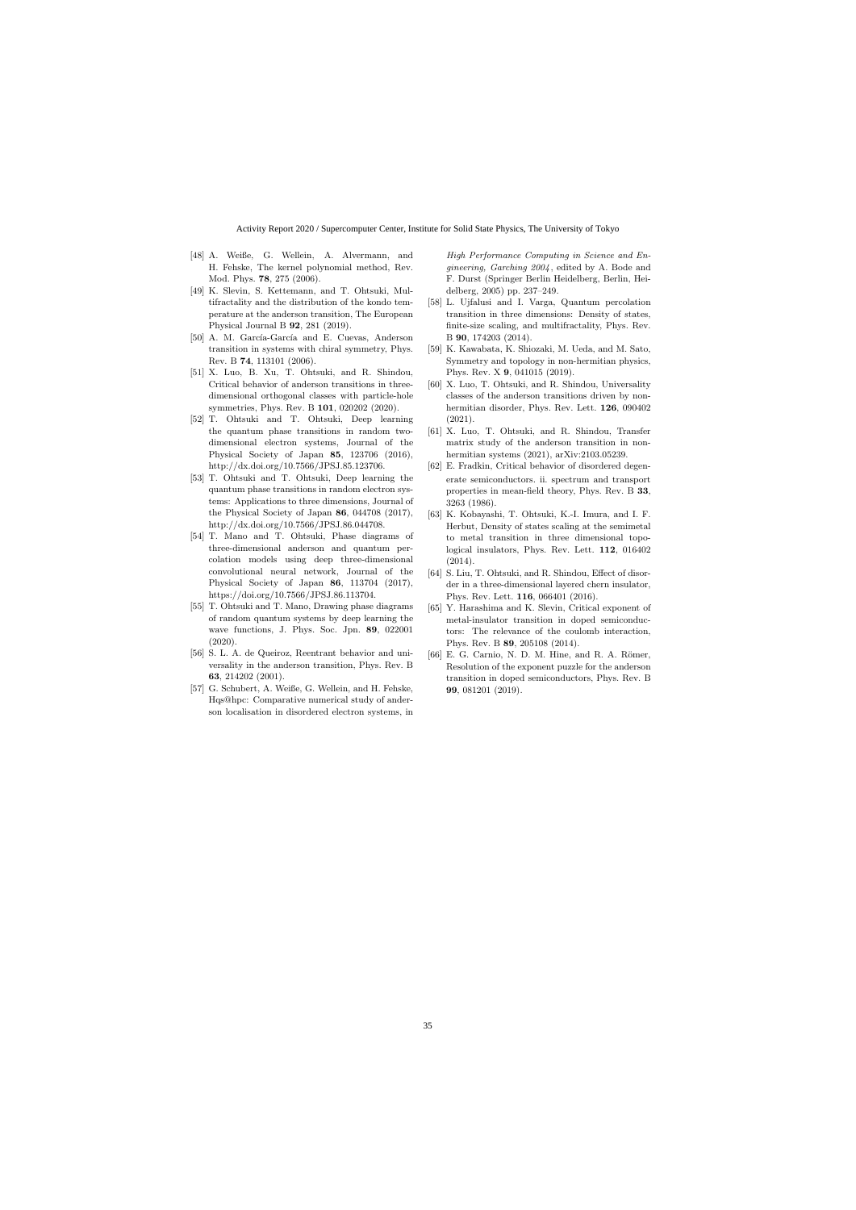[48] A. Weiße, G. Wellein, A. Alvermann, and H. Fehske, The kernel polynomial method, Rev. Mod. Phys. **78**, 275 (2006).

[49] K. Slevin, S. Kettemann, and T. Ohtsuki, Multifractality and the distribution of the kondo temperature at the anderson transition, The European Physical Journal B **92**, 281 (2019).

[50] A. M. García-García and E. Cuevas, Anderson transition in systems with chiral symmetry, Phys. Rev. B **74**, 113101 (2006).

[51] X. Luo, B. Xu, T. Ohtsuki, and R. Shindou, Critical behavior of anderson transitions in three-dimensional orthogonal classes with particle-hole symmetries, Phys. Rev. B **101**, 020202 (2020).

[52] T. Ohtsuki and T. Ohtsuki, Deep learning the quantum phase transitions in random two-dimensional electron systems, Journal of the Physical Society of Japan **85**, 123706 (2016), http://dx.doi.org/10.7566/JPSJ.85.123706.

[53] T. Ohtsuki and T. Ohtsuki, Deep learning the quantum phase transitions in random electron systems: Applications to three dimensions, Journal of the Physical Society of Japan **86**, 044708 (2017), http://dx.doi.org/10.7566/JPSJ.86.044708.

[54] T. Mano and T. Ohtsuki, Phase diagrams of three-dimensional anderson and quantum percolation models using deep three-dimensional convolutional neural network, Journal of the Physical Society of Japan **86**, 113704 (2017), https://doi.org/10.7566/JPSJ.86.113704.

[55] T. Ohtsuki and T. Mano, Drawing phase diagrams of random quantum systems by deep learning the wave functions, J. Phys. Soc. Jpn. **89**, 022001 (2020).

[56] S. L. A. de Queiroz, Reentrant behavior and universality in the anderson transition, Phys. Rev. B **63**, 214202 (2001).

[57] G. Schubert, A. Weiße, G. Wellein, and H. Fehske, Hqs@hpc: Comparative numerical study of anderson localisation in disordered electron systems, in *High Performance Computing in Science and Engineering, Garching 2004*, edited by A. Bode and F. Durst (Springer Berlin Heidelberg, Berlin, Heidelberg, 2005) pp. 237–249.

[58] L. Ujfalusi and I. Varga, Quantum percolation transition in three dimensions: Density of states, finite-size scaling, and multifractality, Phys. Rev. B **90**, 174203 (2014).

[59] K. Kawabata, K. Shiozaki, M. Ueda, and M. Sato, Symmetry and topology in non-hermitian physics, Phys. Rev. X **9**, 041015 (2019).

[60] X. Luo, T. Ohtsuki, and R. Shindou, Universality classes of the anderson transitions driven by non-hermitian disorder, Phys. Rev. Lett. **126**, 090402 (2021).

[61] X. Luo, T. Ohtsuki, and R. Shindou, Transfer matrix study of the anderson transition in non-hermitian systems (2021), arXiv:2103.05239.

[62] E. Fradkin, Critical behavior of disordered degenerate semiconductors. ii. spectrum and transport properties in mean-field theory, Phys. Rev. B **33**, 3263 (1986).

[63] K. Kobayashi, T. Ohtsuki, K.-I. Imura, and I. F. Herbut, Density of states scaling at the semimetal to metal transition in three dimensional topological insulators, Phys. Rev. Lett. **112**, 016402 (2014).

[64] S. Liu, T. Ohtsuki, and R. Shindou, Effect of disorder in a three-dimensional layered chern insulator, Phys. Rev. Lett. **116**, 066401 (2016).

[65] Y. Harashima and K. Slevin, Critical exponent of metal-insulator transition in doped semiconductors: The relevance of the coulomb interaction, Phys. Rev. B **89**, 205108 (2014).

[66] E. G. Carnio, N. D. M. Hine, and R. A. Römer, Resolution of the exponent puzzle for the anderson transition in doped semiconductors, Phys. Rev. B **99**, 081201 (2019).